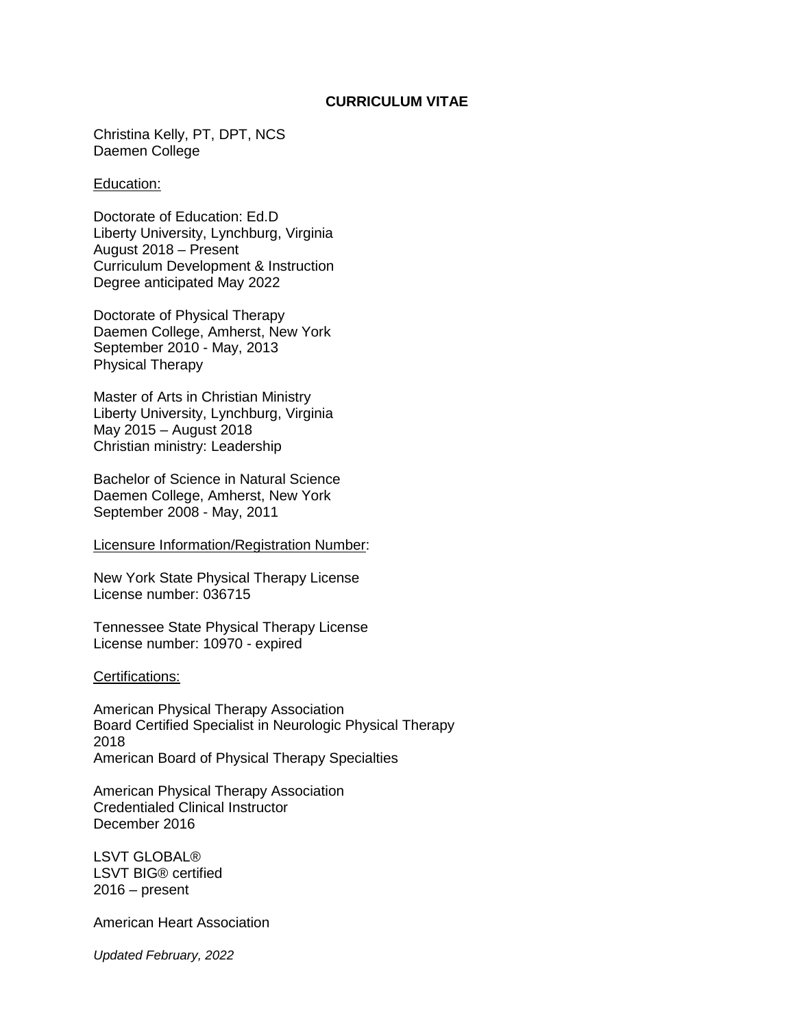# CURRICULUM VITAE

Christina Kelly, PT, DPT, NCS
Daemen College

## Education:

Doctorate of Education: Ed.D
Liberty University, Lynchburg, Virginia
August 2018 – Present
Curriculum Development & Instruction
Degree anticipated May 2022

Doctorate of Physical Therapy
Daemen College, Amherst, New York
September 2010 - May, 2013
Physical Therapy

Master of Arts in Christian Ministry
Liberty University, Lynchburg, Virginia
May 2015 – August 2018
Christian ministry: Leadership

Bachelor of Science in Natural Science
Daemen College, Amherst, New York
September 2008 - May, 2011

## Licensure Information/Registration Number:

New York State Physical Therapy License
License number: 036715

Tennessee State Physical Therapy License
License number: 10970 - expired

## Certifications:

American Physical Therapy Association
Board Certified Specialist in Neurologic Physical Therapy
2018
American Board of Physical Therapy Specialties

American Physical Therapy Association
Credentialed Clinical Instructor
December 2016

LSVT GLOBAL®
LSVT BIG® certified
2016 – present

American Heart Association

*Updated February, 2022*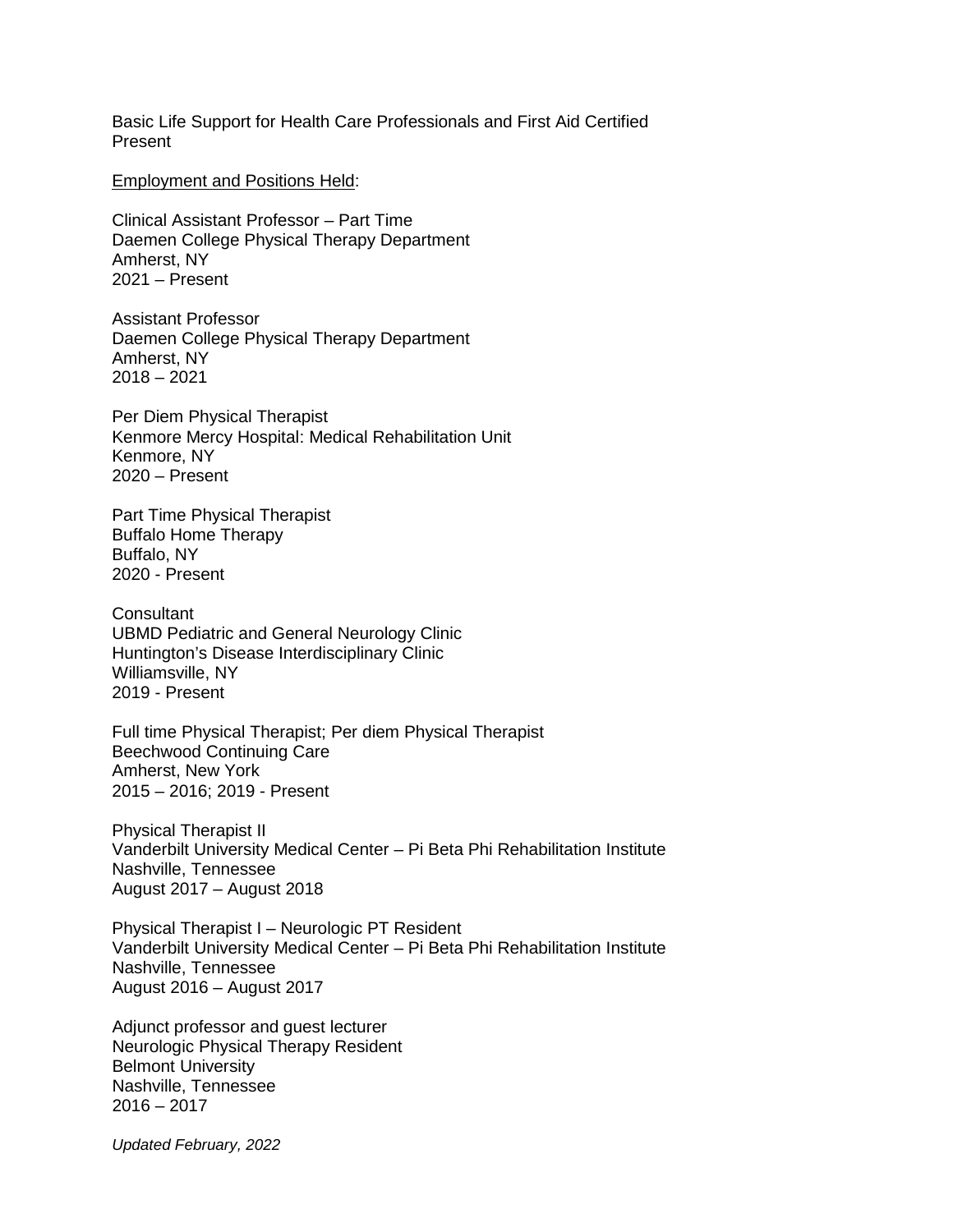Basic Life Support for Health Care Professionals and First Aid Certified
Present

<u>Employment and Positions Held</u>:

Clinical Assistant Professor – Part Time
Daemen College Physical Therapy Department
Amherst, NY
2021 – Present

Assistant Professor
Daemen College Physical Therapy Department
Amherst, NY
2018 – 2021

Per Diem Physical Therapist
Kenmore Mercy Hospital: Medical Rehabilitation Unit
Kenmore, NY
2020 – Present

Part Time Physical Therapist
Buffalo Home Therapy
Buffalo, NY
2020 - Present

Consultant
UBMD Pediatric and General Neurology Clinic
Huntington's Disease Interdisciplinary Clinic
Williamsville, NY
2019 - Present

Full time Physical Therapist; Per diem Physical Therapist
Beechwood Continuing Care
Amherst, New York
2015 – 2016; 2019 - Present

Physical Therapist II
Vanderbilt University Medical Center – Pi Beta Phi Rehabilitation Institute
Nashville, Tennessee
August 2017 – August 2018

Physical Therapist I – Neurologic PT Resident
Vanderbilt University Medical Center – Pi Beta Phi Rehabilitation Institute
Nashville, Tennessee
August 2016 – August 2017

Adjunct professor and guest lecturer
Neurologic Physical Therapy Resident
Belmont University
Nashville, Tennessee
2016 – 2017

*Updated February, 2022*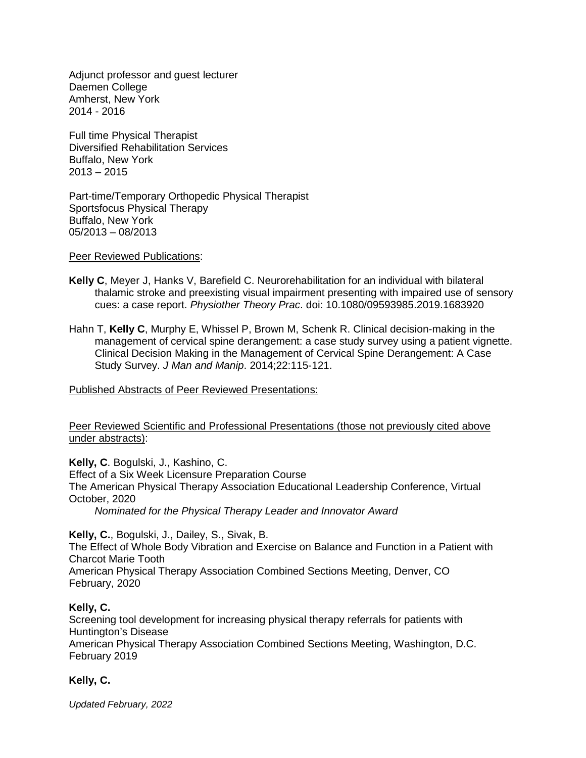Adjunct professor and guest lecturer
Daemen College
Amherst, New York
2014 - 2016

Full time Physical Therapist
Diversified Rehabilitation Services
Buffalo, New York
2013 – 2015

Part-time/Temporary Orthopedic Physical Therapist
Sportsfocus Physical Therapy
Buffalo, New York
05/2013 – 08/2013

<u>Peer Reviewed Publications</u>:

**Kelly C**, Meyer J, Hanks V, Barefield C. Neurorehabilitation for an individual with bilateral thalamic stroke and preexisting visual impairment presenting with impaired use of sensory cues: a case report. *Physiother Theory Prac*. doi: 10.1080/09593985.2019.1683920

Hahn T, **Kelly C**, Murphy E, Whissel P, Brown M, Schenk R. Clinical decision-making in the management of cervical spine derangement: a case study survey using a patient vignette. Clinical Decision Making in the Management of Cervical Spine Derangement: A Case Study Survey. *J Man and Manip*. 2014;22:115-121.

<u>Published Abstracts of Peer Reviewed Presentations:</u>

<u>Peer Reviewed Scientific and Professional Presentations (those not previously cited above under abstracts)</u>:

**Kelly, C**. Bogulski, J., Kashino, C.
Effect of a Six Week Licensure Preparation Course
The American Physical Therapy Association Educational Leadership Conference, Virtual
October, 2020
*Nominated for the Physical Therapy Leader and Innovator Award*

**Kelly, C.**, Bogulski, J., Dailey, S., Sivak, B.
The Effect of Whole Body Vibration and Exercise on Balance and Function in a Patient with Charcot Marie Tooth
American Physical Therapy Association Combined Sections Meeting, Denver, CO
February, 2020

**Kelly, C.**
Screening tool development for increasing physical therapy referrals for patients with Huntington's Disease
American Physical Therapy Association Combined Sections Meeting, Washington, D.C.
February 2019

**Kelly, C.**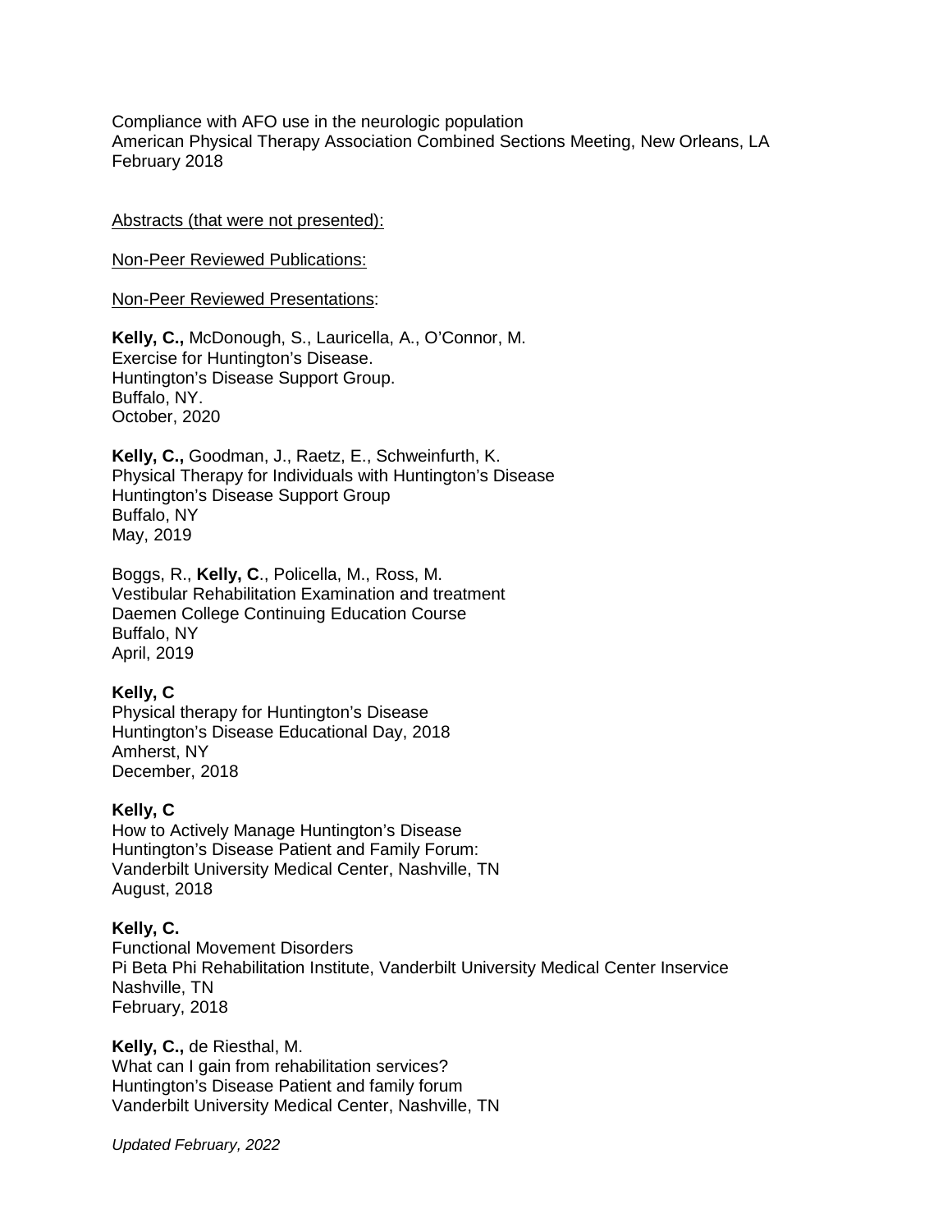Compliance with AFO use in the neurologic population
American Physical Therapy Association Combined Sections Meeting, New Orleans, LA
February 2018

<u>Abstracts (that were not presented):</u>

<u>Non-Peer Reviewed Publications:</u>

<u>Non-Peer Reviewed Presentations</u>:

**Kelly, C.,** McDonough, S., Lauricella, A., O'Connor, M.
Exercise for Huntington's Disease.
Huntington's Disease Support Group.
Buffalo, NY.
October, 2020

**Kelly, C.,** Goodman, J., Raetz, E., Schweinfurth, K.
Physical Therapy for Individuals with Huntington's Disease
Huntington's Disease Support Group
Buffalo, NY
May, 2019

Boggs, R., **Kelly, C**., Policella, M., Ross, M.
Vestibular Rehabilitation Examination and treatment
Daemen College Continuing Education Course
Buffalo, NY
April, 2019

**Kelly, C**
Physical therapy for Huntington's Disease
Huntington's Disease Educational Day, 2018
Amherst, NY
December, 2018

**Kelly, C**
How to Actively Manage Huntington's Disease
Huntington's Disease Patient and Family Forum:
Vanderbilt University Medical Center, Nashville, TN
August, 2018

**Kelly, C.**
Functional Movement Disorders
Pi Beta Phi Rehabilitation Institute, Vanderbilt University Medical Center Inservice
Nashville, TN
February, 2018

**Kelly, C.,** de Riesthal, M.
What can I gain from rehabilitation services?
Huntington's Disease Patient and family forum
Vanderbilt University Medical Center, Nashville, TN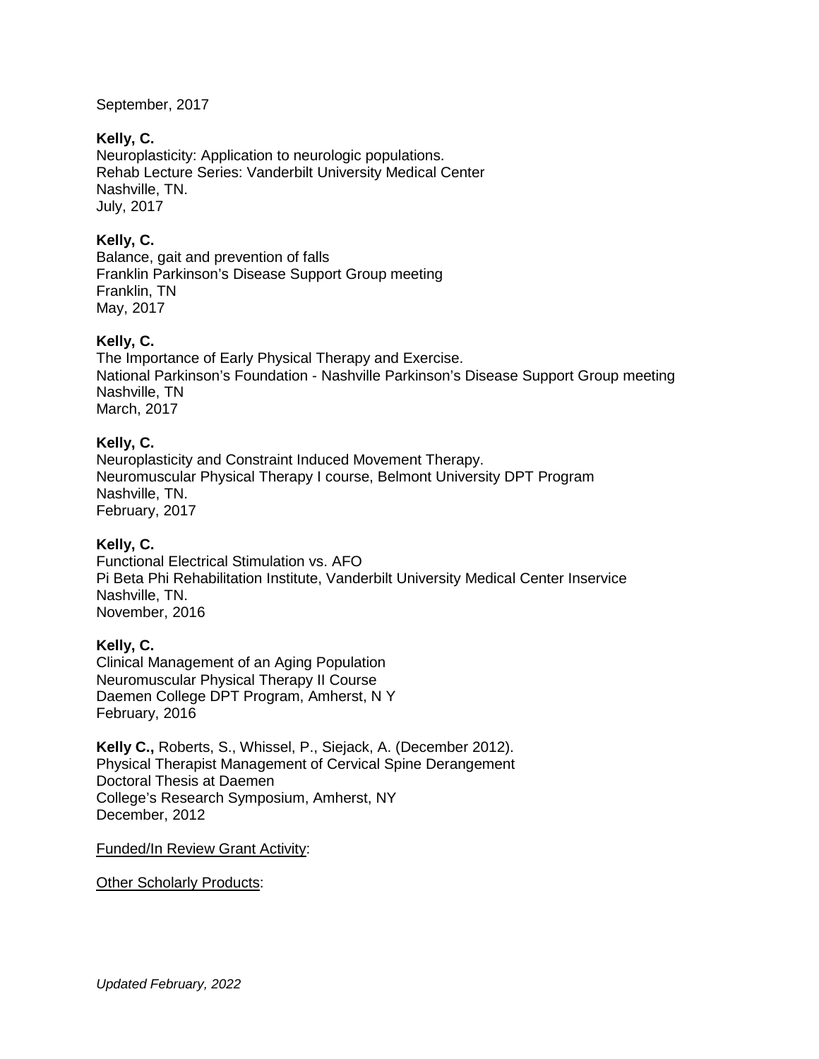September, 2017

**Kelly, C.**
Neuroplasticity: Application to neurologic populations.
Rehab Lecture Series: Vanderbilt University Medical Center
Nashville, TN.
July, 2017

**Kelly, C.**
Balance, gait and prevention of falls
Franklin Parkinson's Disease Support Group meeting
Franklin, TN
May, 2017

**Kelly, C.**
The Importance of Early Physical Therapy and Exercise.
National Parkinson's Foundation - Nashville Parkinson's Disease Support Group meeting
Nashville, TN
March, 2017

**Kelly, C.**
Neuroplasticity and Constraint Induced Movement Therapy.
Neuromuscular Physical Therapy I course, Belmont University DPT Program
Nashville, TN.
February, 2017

**Kelly, C.**
Functional Electrical Stimulation vs. AFO
Pi Beta Phi Rehabilitation Institute, Vanderbilt University Medical Center Inservice
Nashville, TN.
November, 2016

**Kelly, C.**
Clinical Management of an Aging Population
Neuromuscular Physical Therapy II Course
Daemen College DPT Program, Amherst, N Y
February, 2016

**Kelly C.,** Roberts, S., Whissel, P., Siejack, A. (December 2012).
Physical Therapist Management of Cervical Spine Derangement
Doctoral Thesis at Daemen
College's Research Symposium, Amherst, NY
December, 2012

<u>Funded/In Review Grant Activity</u>:

<u>Other Scholarly Products</u>:

*Updated February, 2022*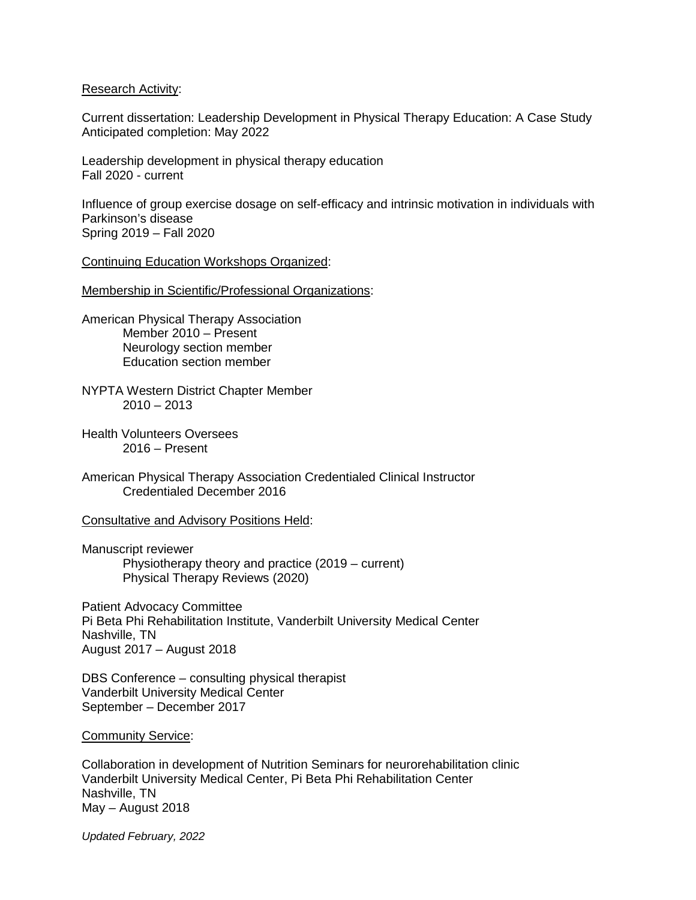Research Activity:

Current dissertation: Leadership Development in Physical Therapy Education: A Case Study
Anticipated completion: May 2022

Leadership development in physical therapy education
Fall 2020 - current

Influence of group exercise dosage on self-efficacy and intrinsic motivation in individuals with Parkinson's disease
Spring 2019 – Fall 2020

Continuing Education Workshops Organized:

Membership in Scientific/Professional Organizations:

American Physical Therapy Association
    Member 2010 – Present
    Neurology section member
    Education section member

NYPTA Western District Chapter Member
    2010 – 2013

Health Volunteers Oversees
    2016 – Present

American Physical Therapy Association Credentialed Clinical Instructor
    Credentialed December 2016

Consultative and Advisory Positions Held:

Manuscript reviewer
    Physiotherapy theory and practice (2019 – current)
    Physical Therapy Reviews (2020)

Patient Advocacy Committee
Pi Beta Phi Rehabilitation Institute, Vanderbilt University Medical Center
Nashville, TN
August 2017 – August 2018

DBS Conference – consulting physical therapist
Vanderbilt University Medical Center
September – December 2017

Community Service:

Collaboration in development of Nutrition Seminars for neurorehabilitation clinic
Vanderbilt University Medical Center, Pi Beta Phi Rehabilitation Center
Nashville, TN
May – August 2018

*Updated February, 2022*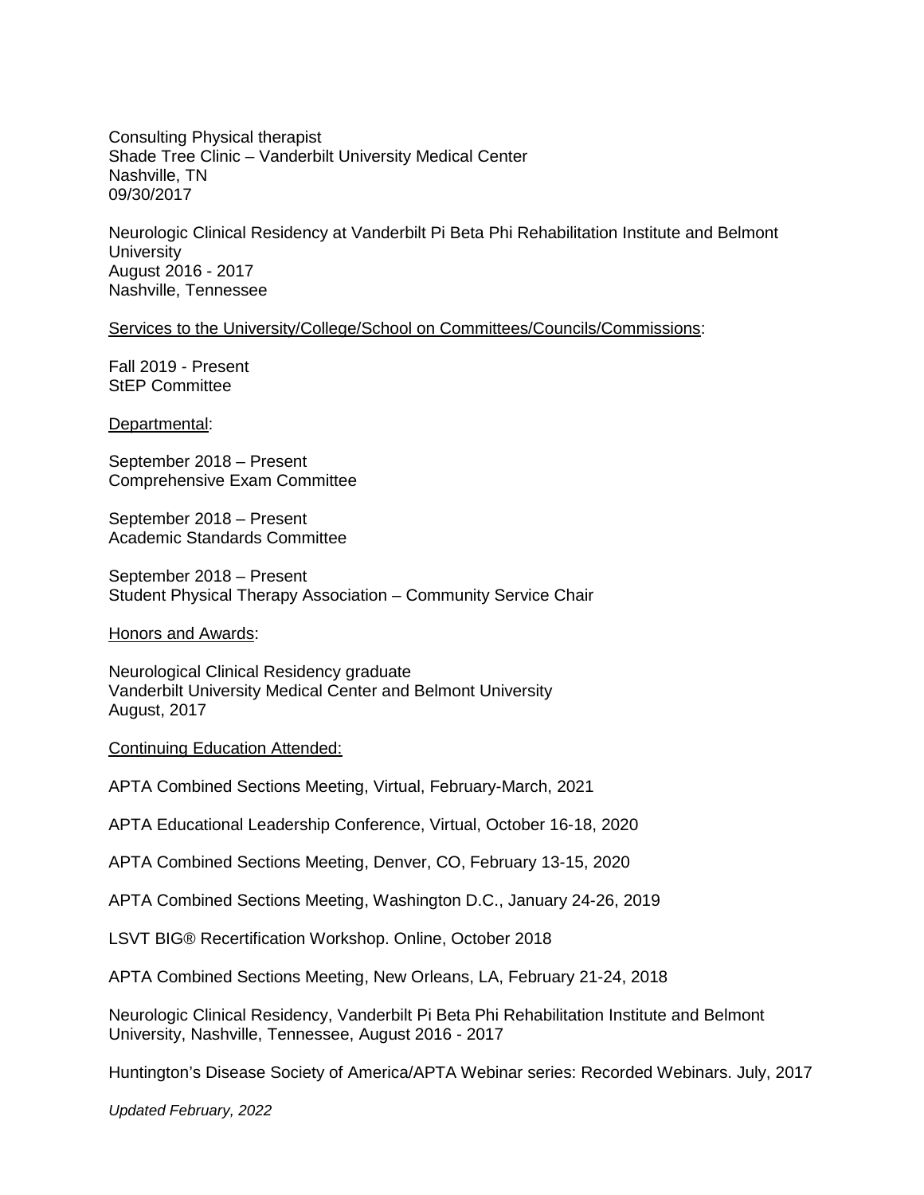Consulting Physical therapist
Shade Tree Clinic – Vanderbilt University Medical Center
Nashville, TN
09/30/2017

Neurologic Clinical Residency at Vanderbilt Pi Beta Phi Rehabilitation Institute and Belmont University
August 2016 - 2017
Nashville, Tennessee

<u>Services to the University/College/School on Committees/Councils/Commissions</u>:

Fall 2019 - Present
StEP Committee

<u>Departmental</u>:

September 2018 – Present
Comprehensive Exam Committee

September 2018 – Present
Academic Standards Committee

September 2018 – Present
Student Physical Therapy Association – Community Service Chair

<u>Honors and Awards</u>:

Neurological Clinical Residency graduate
Vanderbilt University Medical Center and Belmont University
August, 2017

<u>Continuing Education Attended:</u>

APTA Combined Sections Meeting, Virtual, February-March, 2021

APTA Educational Leadership Conference, Virtual, October 16-18, 2020

APTA Combined Sections Meeting, Denver, CO, February 13-15, 2020

APTA Combined Sections Meeting, Washington D.C., January 24-26, 2019

LSVT BIG® Recertification Workshop. Online, October 2018

APTA Combined Sections Meeting, New Orleans, LA, February 21-24, 2018

Neurologic Clinical Residency, Vanderbilt Pi Beta Phi Rehabilitation Institute and Belmont University, Nashville, Tennessee, August 2016 - 2017

Huntington's Disease Society of America/APTA Webinar series: Recorded Webinars. July, 2017

*Updated February, 2022*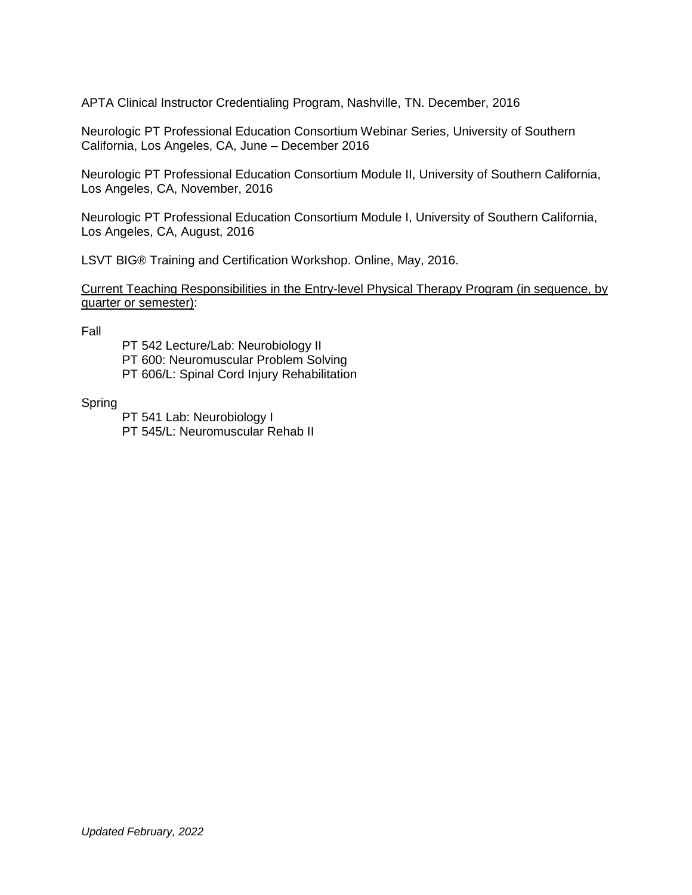APTA Clinical Instructor Credentialing Program, Nashville, TN. December, 2016

Neurologic PT Professional Education Consortium Webinar Series, University of Southern California, Los Angeles, CA, June – December 2016

Neurologic PT Professional Education Consortium Module II, University of Southern California, Los Angeles, CA, November, 2016

Neurologic PT Professional Education Consortium Module I, University of Southern California, Los Angeles, CA, August, 2016

LSVT BIG® Training and Certification Workshop. Online, May, 2016.

<u>Current Teaching Responsibilities in the Entry-level Physical Therapy Program (in sequence, by quarter or semester)</u>:

Fall

- PT 542 Lecture/Lab: Neurobiology II
- PT 600: Neuromuscular Problem Solving
- PT 606/L: Spinal Cord Injury Rehabilitation

Spring

- PT 541 Lab: Neurobiology I
- PT 545/L: Neuromuscular Rehab II

*Updated February, 2022*